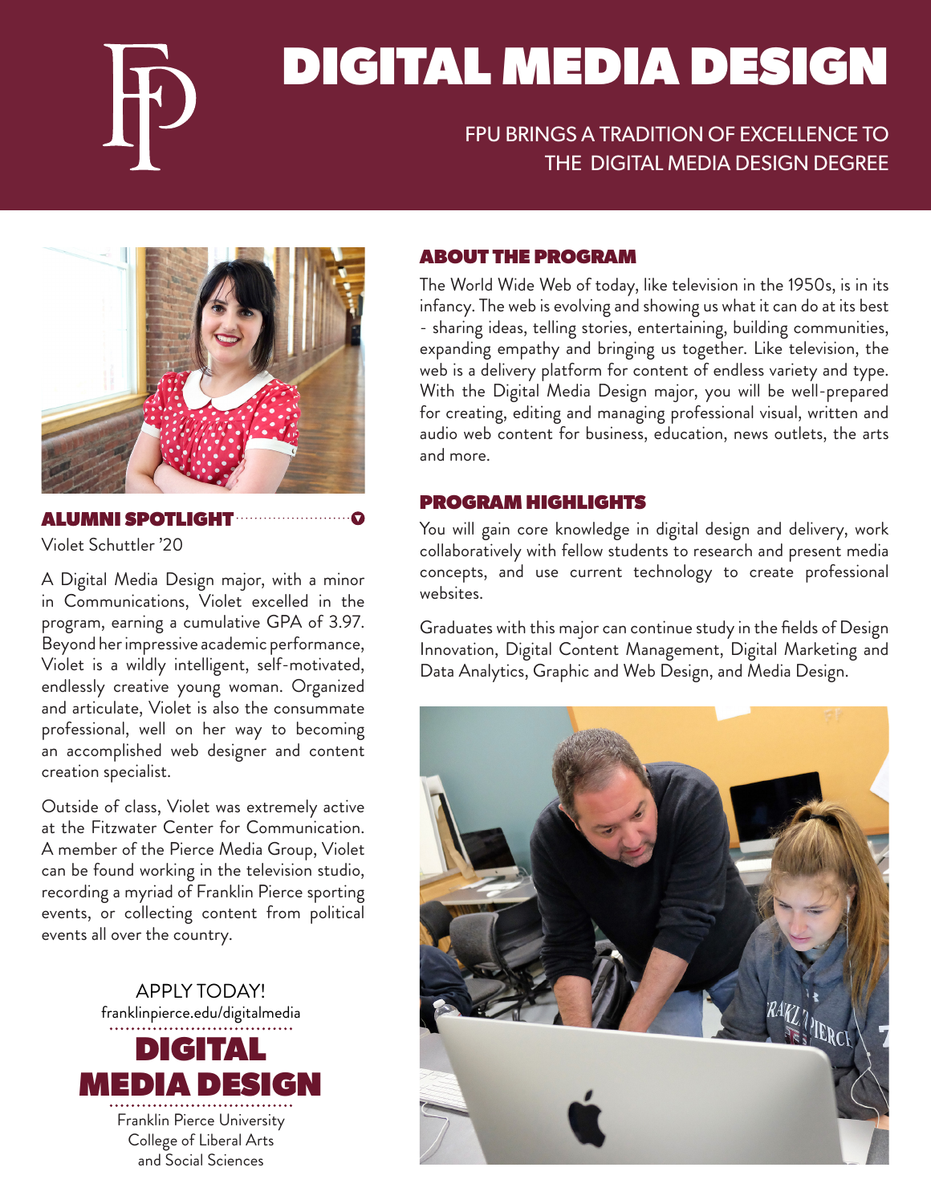# DIGITAL MEDIA DESIGN

FPU BRINGS A TRADITION OF EXCELLENCE TO THE DIGITAL MEDIA DESIGN DEGREE

## ABOUT THE PROGRAM

The World Wide Web of today, like television in the 1950s, is in its infancy. The web is evolving and showing us what it can do at its best - sharing ideas, telling stories, entertaining, building communities, expanding empathy and bringing us together. Like television, the web is a delivery platform for content of endless variety and type. With the Digital Media Design major, you will be well-prepared for creating, editing and managing professional visual, written and audio web content for business, education, news outlets, the arts and more.

## PROGRAM HIGHLIGHTS

You will gain core knowledge in digital design and delivery, work collaboratively with fellow students to research and present media concepts, and use current technology to create professional websites.

Graduates with this major can continue study in the fields of Design Innovation, Digital Content Management, Digital Marketing and Data Analytics, Graphic and Web Design, and Media Design.

## ALUMNI SPOTLIGHT

Violet Schuttler '20

A Digital Media Design major, with a minor in Communications, Violet excelled in the program, earning a cumulative GPA of 3.97. Beyond her impressive academic performance, Violet is a wildly intelligent, self-motivated, endlessly creative young woman. Organized and articulate, Violet is also the consummate professional, well on her way to becoming an accomplished web designer and content creation specialist.

Outside of class, Violet was extremely active at the Fitzwater Center for Communication. A member of the Pierce Media Group, Violet can be found working in the television studio, recording a myriad of Franklin Pierce sporting events, or collecting content from political events all over the country.

APPLY TODAY!
franklinpierce.edu/digitalmedia

**DIGITAL MEDIA DESIGN**

Franklin Pierce University
College of Liberal Arts and Social Sciences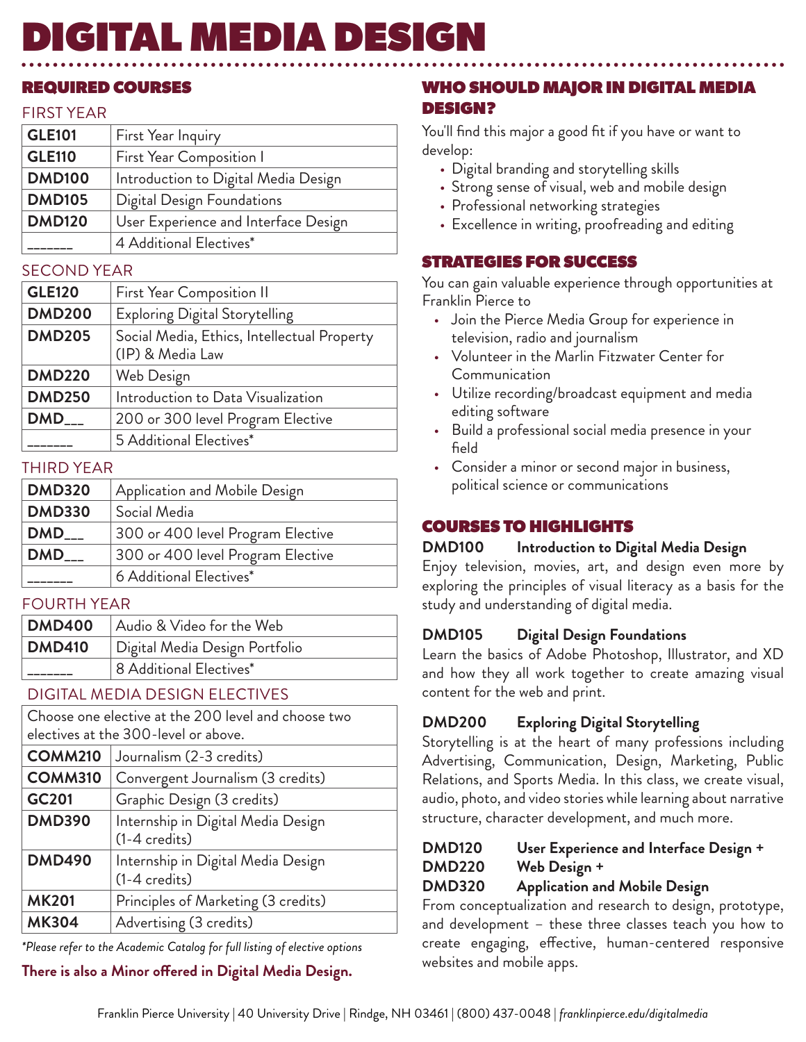# DIGITAL MEDIA DESIGN

## REQUIRED COURSES

### FIRST YEAR

| | |
|---|---|
| **GLE101** | First Year Inquiry |
| **GLE110** | First Year Composition I |
| **DMD100** | Introduction to Digital Media Design |
| **DMD105** | Digital Design Foundations |
| **DMD120** | User Experience and Interface Design |
| _______ | 4 Additional Electives* |

### SECOND YEAR

| | |
|---|---|
| **GLE120** | First Year Composition II |
| **DMD200** | Exploring Digital Storytelling |
| **DMD205** | Social Media, Ethics, Intellectual Property (IP) & Media Law |
| **DMD220** | Web Design |
| **DMD250** | Introduction to Data Visualization |
| **DMD___** | 200 or 300 level Program Elective |
| _______ | 5 Additional Electives* |

### THIRD YEAR

| | |
|---|---|
| **DMD320** | Application and Mobile Design |
| **DMD330** | Social Media |
| **DMD___** | 300 or 400 level Program Elective |
| **DMD___** | 300 or 400 level Program Elective |
| _______ | 6 Additional Electives* |

### FOURTH YEAR

| | |
|---|---|
| **DMD400** | Audio & Video for the Web |
| **DMD410** | Digital Media Design Portfolio |
| _______ | 8 Additional Electives* |

### DIGITAL MEDIA DESIGN ELECTIVES

Choose one elective at the 200 level and choose two electives at the 300-level or above.

| | |
|---|---|
| **COMM210** | Journalism (2-3 credits) |
| **COMM310** | Convergent Journalism (3 credits) |
| **GC201** | Graphic Design (3 credits) |
| **DMD390** | Internship in Digital Media Design (1-4 credits) |
| **DMD490** | Internship in Digital Media Design (1-4 credits) |
| **MK201** | Principles of Marketing (3 credits) |
| **MK304** | Advertising (3 credits) |

*\*Please refer to the Academic Catalog for full listing of elective options*

**There is also a Minor offered in Digital Media Design.**

## WHO SHOULD MAJOR IN DIGITAL MEDIA DESIGN?

You'll find this major a good fit if you have or want to develop:

- Digital branding and storytelling skills
- Strong sense of visual, web and mobile design
- Professional networking strategies
- Excellence in writing, proofreading and editing

## STRATEGIES FOR SUCCESS

You can gain valuable experience through opportunities at Franklin Pierce to

- Join the Pierce Media Group for experience in television, radio and journalism
- Volunteer in the Marlin Fitzwater Center for Communication
- Utilize recording/broadcast equipment and media editing software
- Build a professional social media presence in your field
- Consider a minor or second major in business, political science or communications

## COURSES TO HIGHLIGHTS

**DMD100 Introduction to Digital Media Design**
Enjoy television, movies, art, and design even more by exploring the principles of visual literacy as a basis for the study and understanding of digital media.

**DMD105 Digital Design Foundations**
Learn the basics of Adobe Photoshop, Illustrator, and XD and how they all work together to create amazing visual content for the web and print.

**DMD200 Exploring Digital Storytelling**
Storytelling is at the heart of many professions including Advertising, Communication, Design, Marketing, Public Relations, and Sports Media. In this class, we create visual, audio, photo, and video stories while learning about narrative structure, character development, and much more.

**DMD120 User Experience and Interface Design +**
**DMD220 Web Design +**
**DMD320 Application and Mobile Design**
From conceptualization and research to design, prototype, and development – these three classes teach you how to create engaging, effective, human-centered responsive websites and mobile apps.

Franklin Pierce University | 40 University Drive | Rindge, NH 03461 | (800) 437-0048 | *franklinpierce.edu/digitalmedia*